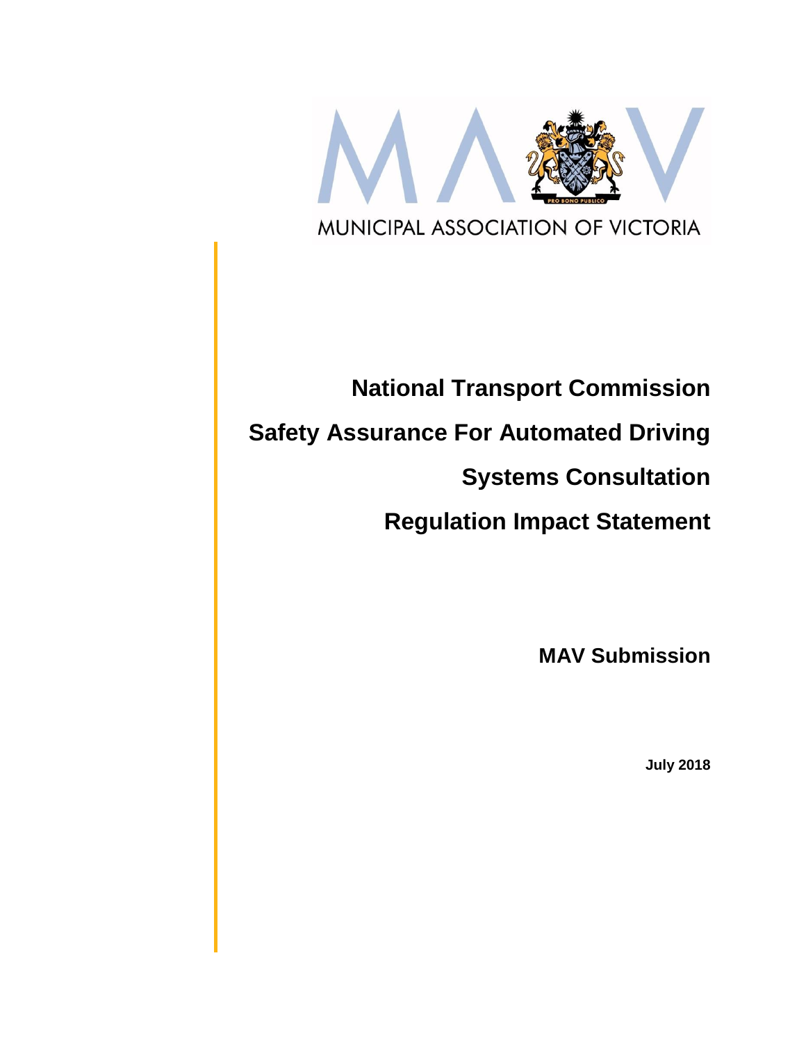MUNICIPAL ASSOCIATION OF VICTORIA

# National Transport Commission

# Safety Assurance For Automated Driving Systems Consultation

# Regulation Impact Statement

## MAV Submission

**July 2018**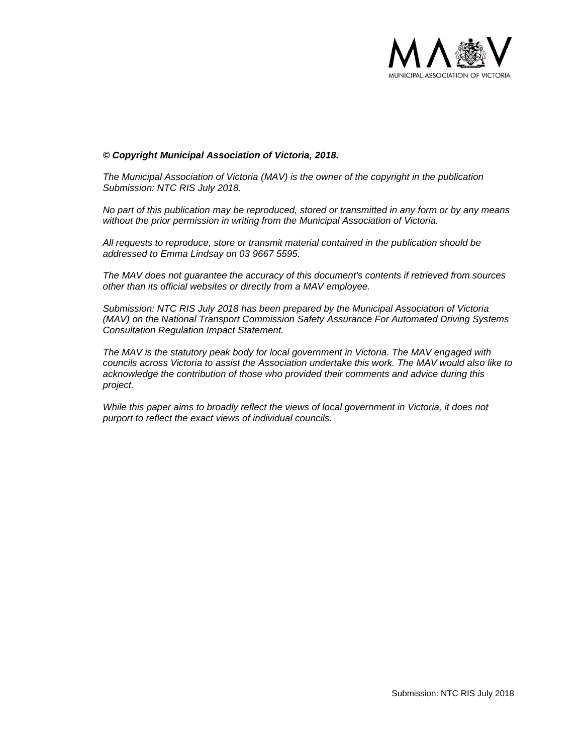***© Copyright Municipal Association of Victoria, 2018.***

*The Municipal Association of Victoria (MAV) is the owner of the copyright in the publication Submission: NTC RIS July 2018.*

*No part of this publication may be reproduced, stored or transmitted in any form or by any means without the prior permission in writing from the Municipal Association of Victoria.*

*All requests to reproduce, store or transmit material contained in the publication should be addressed to Emma Lindsay on 03 9667 5595.*

*The MAV does not guarantee the accuracy of this document's contents if retrieved from sources other than its official websites or directly from a MAV employee.*

*Submission: NTC RIS July 2018 has been prepared by the Municipal Association of Victoria (MAV) on the National Transport Commission Safety Assurance For Automated Driving Systems Consultation Regulation Impact Statement.*

*The MAV is the statutory peak body for local government in Victoria. The MAV engaged with councils across Victoria to assist the Association undertake this work. The MAV would also like to acknowledge the contribution of those who provided their comments and advice during this project.*

*While this paper aims to broadly reflect the views of local government in Victoria, it does not purport to reflect the exact views of individual councils.*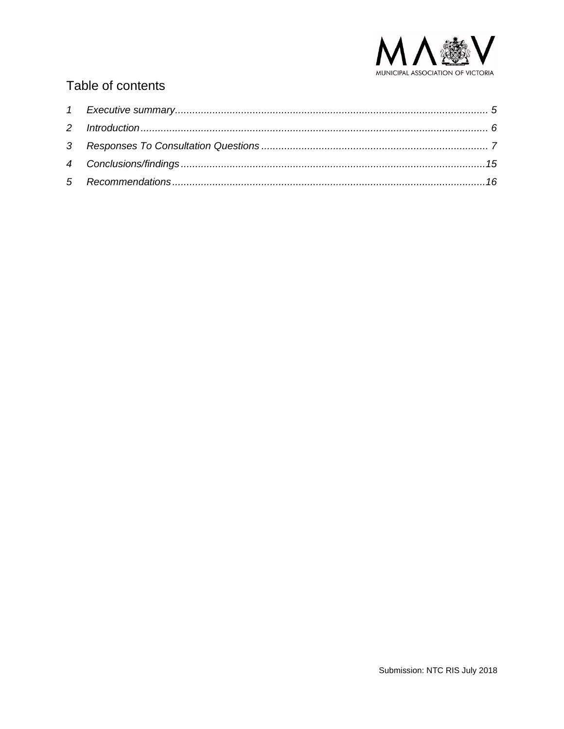# Table of contents

1 Executive summary ........................................................................................................ 5
2 Introduction .................................................................................................................... 6
3 Responses To Consultation Questions ............................................................................ 7
4 Conclusions/findings ..................................................................................................... 15
5 Recommendations ......................................................................................................... 16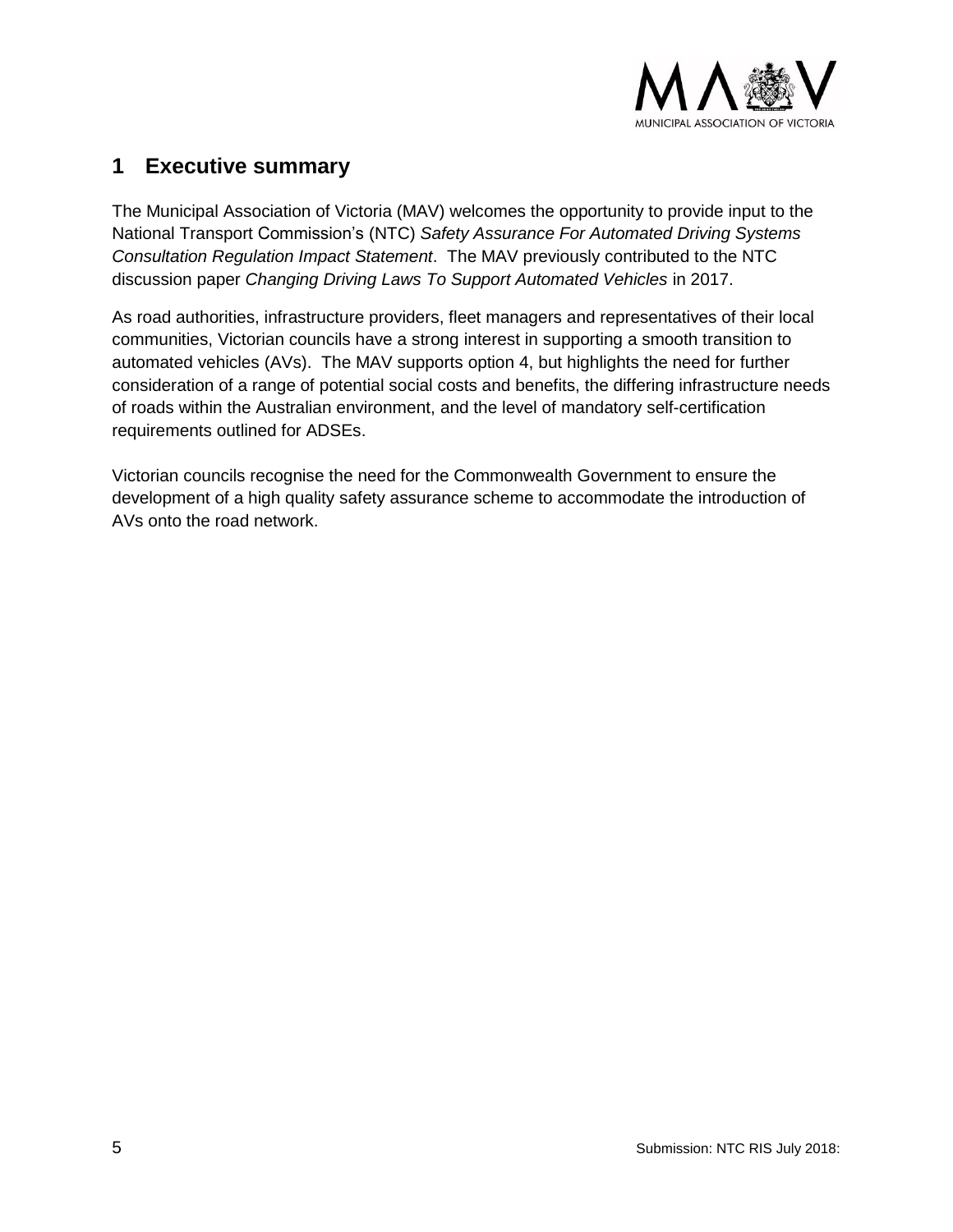# 1 Executive summary

The Municipal Association of Victoria (MAV) welcomes the opportunity to provide input to the National Transport Commission's (NTC) *Safety Assurance For Automated Driving Systems Consultation Regulation Impact Statement*. The MAV previously contributed to the NTC discussion paper *Changing Driving Laws To Support Automated Vehicles* in 2017.

As road authorities, infrastructure providers, fleet managers and representatives of their local communities, Victorian councils have a strong interest in supporting a smooth transition to automated vehicles (AVs). The MAV supports option 4, but highlights the need for further consideration of a range of potential social costs and benefits, the differing infrastructure needs of roads within the Australian environment, and the level of mandatory self-certification requirements outlined for ADSEs.

Victorian councils recognise the need for the Commonwealth Government to ensure the development of a high quality safety assurance scheme to accommodate the introduction of AVs onto the road network.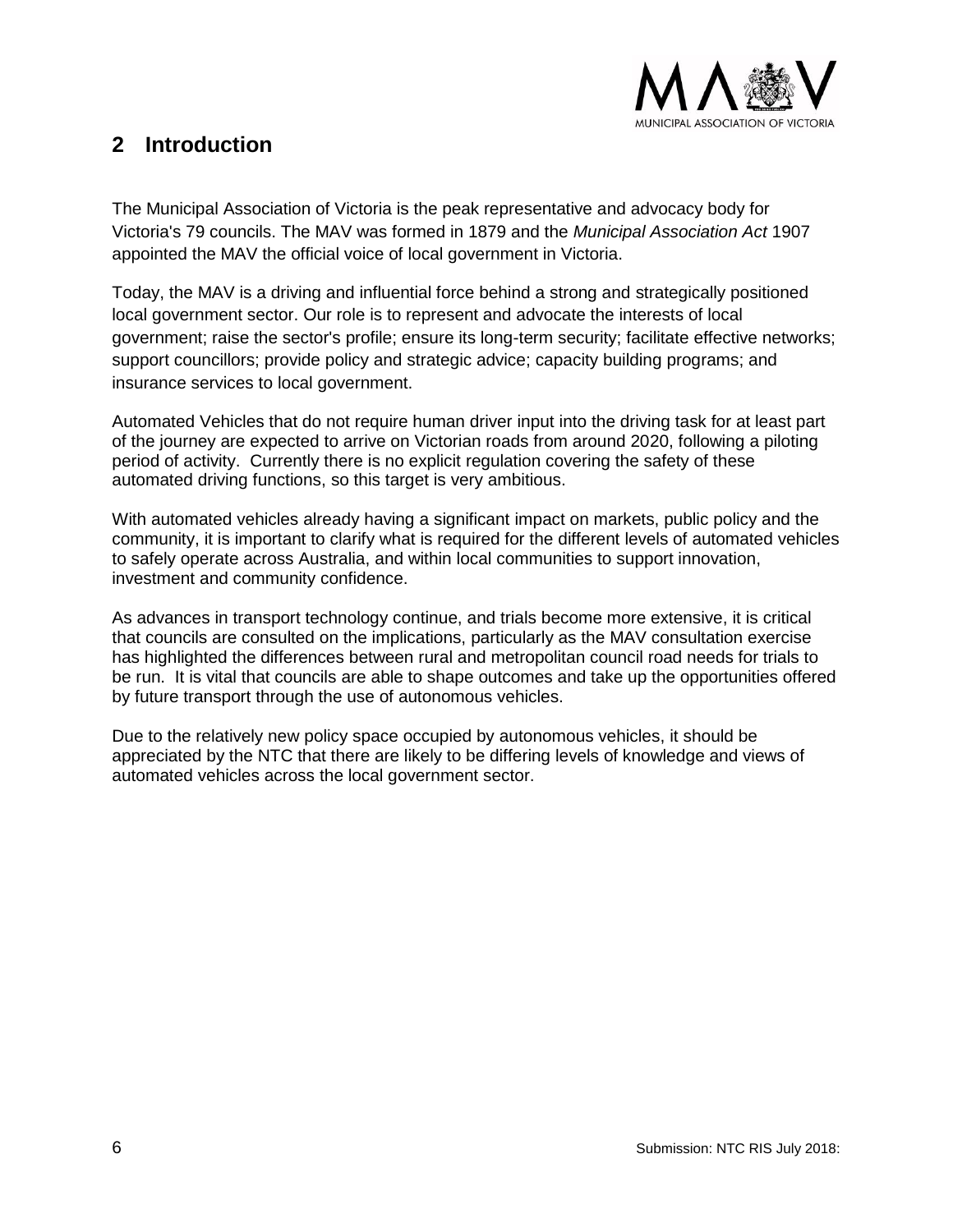## 2 Introduction

The Municipal Association of Victoria is the peak representative and advocacy body for Victoria's 79 councils. The MAV was formed in 1879 and the *Municipal Association Act* 1907 appointed the MAV the official voice of local government in Victoria.

Today, the MAV is a driving and influential force behind a strong and strategically positioned local government sector. Our role is to represent and advocate the interests of local government; raise the sector's profile; ensure its long-term security; facilitate effective networks; support councillors; provide policy and strategic advice; capacity building programs; and insurance services to local government.

Automated Vehicles that do not require human driver input into the driving task for at least part of the journey are expected to arrive on Victorian roads from around 2020, following a piloting period of activity. Currently there is no explicit regulation covering the safety of these automated driving functions, so this target is very ambitious.

With automated vehicles already having a significant impact on markets, public policy and the community, it is important to clarify what is required for the different levels of automated vehicles to safely operate across Australia, and within local communities to support innovation, investment and community confidence.

As advances in transport technology continue, and trials become more extensive, it is critical that councils are consulted on the implications, particularly as the MAV consultation exercise has highlighted the differences between rural and metropolitan council road needs for trials to be run. It is vital that councils are able to shape outcomes and take up the opportunities offered by future transport through the use of autonomous vehicles.

Due to the relatively new policy space occupied by autonomous vehicles, it should be appreciated by the NTC that there are likely to be differing levels of knowledge and views of automated vehicles across the local government sector.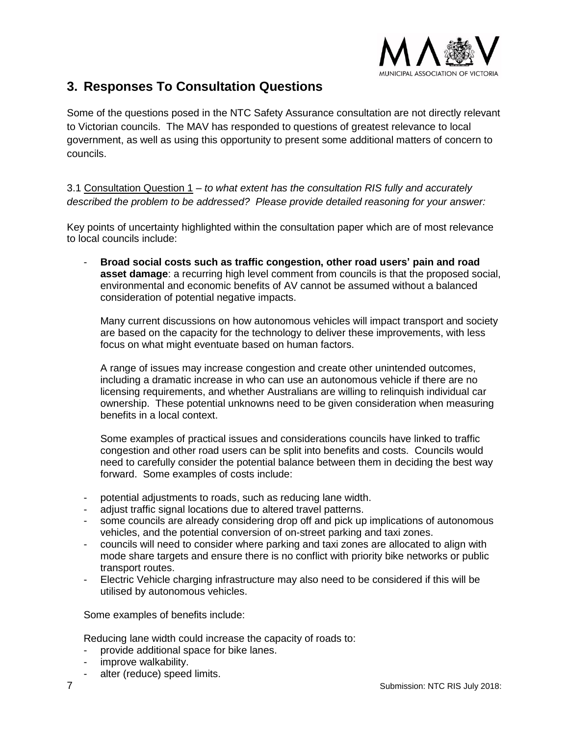## 3. Responses To Consultation Questions

Some of the questions posed in the NTC Safety Assurance consultation are not directly relevant to Victorian councils. The MAV has responded to questions of greatest relevance to local government, as well as using this opportunity to present some additional matters of concern to councils.

3.1 Consultation Question 1 – *to what extent has the consultation RIS fully and accurately described the problem to be addressed? Please provide detailed reasoning for your answer:*

Key points of uncertainty highlighted within the consultation paper which are of most relevance to local councils include:

- **Broad social costs such as traffic congestion, other road users' pain and road asset damage**: a recurring high level comment from councils is that the proposed social, environmental and economic benefits of AV cannot be assumed without a balanced consideration of potential negative impacts.

  Many current discussions on how autonomous vehicles will impact transport and society are based on the capacity for the technology to deliver these improvements, with less focus on what might eventuate based on human factors.

  A range of issues may increase congestion and create other unintended outcomes, including a dramatic increase in who can use an autonomous vehicle if there are no licensing requirements, and whether Australians are willing to relinquish individual car ownership. These potential unknowns need to be given consideration when measuring benefits in a local context.

  Some examples of practical issues and considerations councils have linked to traffic congestion and other road users can be split into benefits and costs. Councils would need to carefully consider the potential balance between them in deciding the best way forward. Some examples of costs include:

- potential adjustments to roads, such as reducing lane width.
- adjust traffic signal locations due to altered travel patterns.
- some councils are already considering drop off and pick up implications of autonomous vehicles, and the potential conversion of on-street parking and taxi zones.
- councils will need to consider where parking and taxi zones are allocated to align with mode share targets and ensure there is no conflict with priority bike networks or public transport routes.
- Electric Vehicle charging infrastructure may also need to be considered if this will be utilised by autonomous vehicles.

  Some examples of benefits include:

  Reducing lane width could increase the capacity of roads to:

- provide additional space for bike lanes.
- improve walkability.
- alter (reduce) speed limits.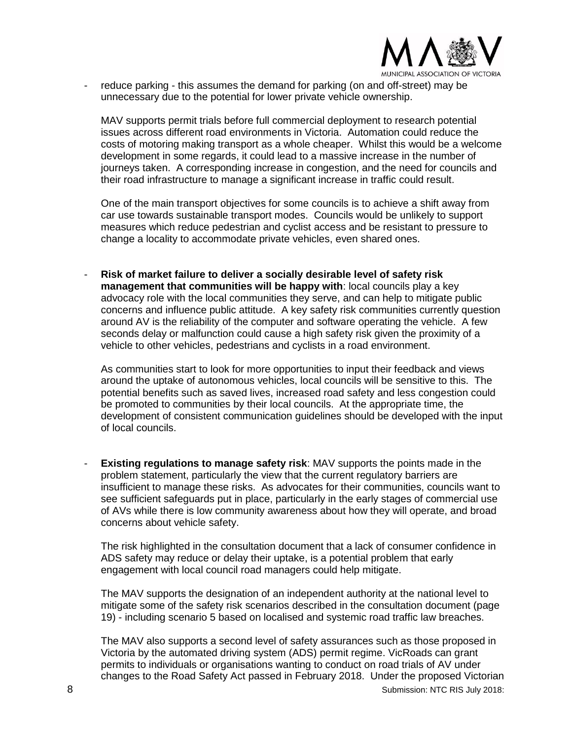- reduce parking - this assumes the demand for parking (on and off-street) may be unnecessary due to the potential for lower private vehicle ownership.

  MAV supports permit trials before full commercial deployment to research potential issues across different road environments in Victoria. Automation could reduce the costs of motoring making transport as a whole cheaper. Whilst this would be a welcome development in some regards, it could lead to a massive increase in the number of journeys taken. A corresponding increase in congestion, and the need for councils and their road infrastructure to manage a significant increase in traffic could result.

  One of the main transport objectives for some councils is to achieve a shift away from car use towards sustainable transport modes. Councils would be unlikely to support measures which reduce pedestrian and cyclist access and be resistant to pressure to change a locality to accommodate private vehicles, even shared ones.

- **Risk of market failure to deliver a socially desirable level of safety risk management that communities will be happy with**: local councils play a key advocacy role with the local communities they serve, and can help to mitigate public concerns and influence public attitude. A key safety risk communities currently question around AV is the reliability of the computer and software operating the vehicle. A few seconds delay or malfunction could cause a high safety risk given the proximity of a vehicle to other vehicles, pedestrians and cyclists in a road environment.

  As communities start to look for more opportunities to input their feedback and views around the uptake of autonomous vehicles, local councils will be sensitive to this. The potential benefits such as saved lives, increased road safety and less congestion could be promoted to communities by their local councils. At the appropriate time, the development of consistent communication guidelines should be developed with the input of local councils.

- **Existing regulations to manage safety risk**: MAV supports the points made in the problem statement, particularly the view that the current regulatory barriers are insufficient to manage these risks. As advocates for their communities, councils want to see sufficient safeguards put in place, particularly in the early stages of commercial use of AVs while there is low community awareness about how they will operate, and broad concerns about vehicle safety.

  The risk highlighted in the consultation document that a lack of consumer confidence in ADS safety may reduce or delay their uptake, is a potential problem that early engagement with local council road managers could help mitigate.

  The MAV supports the designation of an independent authority at the national level to mitigate some of the safety risk scenarios described in the consultation document (page 19) - including scenario 5 based on localised and systemic road traffic law breaches.

  The MAV also supports a second level of safety assurances such as those proposed in Victoria by the automated driving system (ADS) permit regime. VicRoads can grant permits to individuals or organisations wanting to conduct on road trials of AV under changes to the Road Safety Act passed in February 2018. Under the proposed Victorian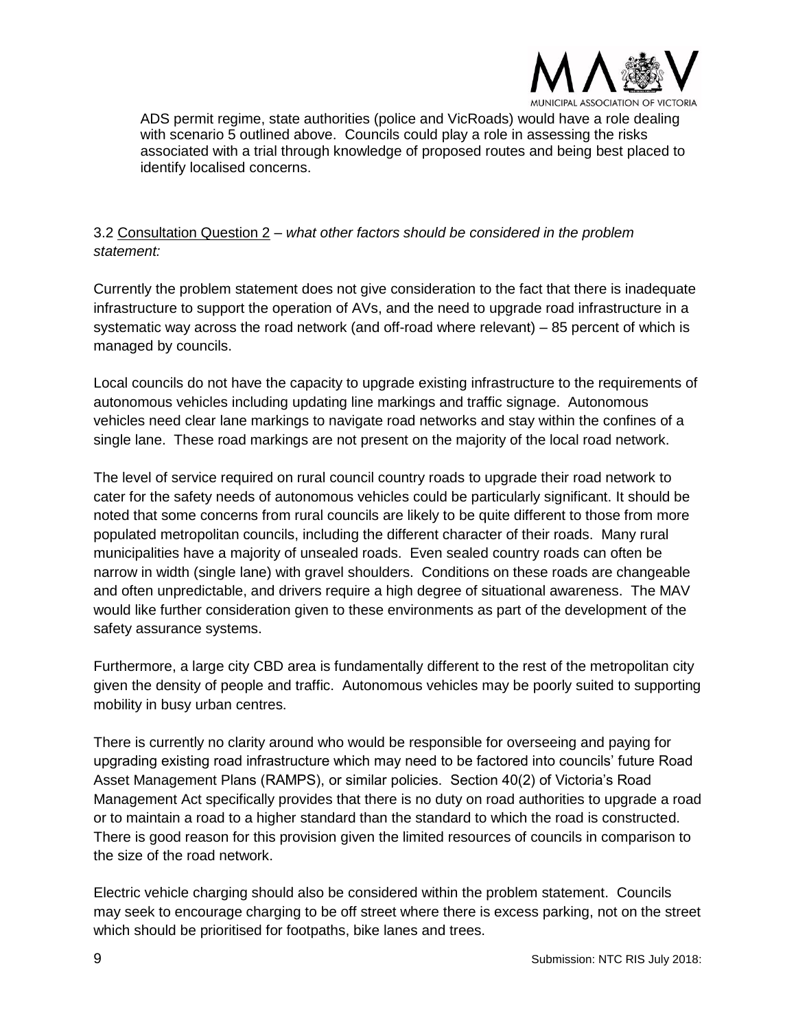ADS permit regime, state authorities (police and VicRoads) would have a role dealing with scenario 5 outlined above. Councils could play a role in assessing the risks associated with a trial through knowledge of proposed routes and being best placed to identify localised concerns.

3.2 Consultation Question 2 – *what other factors should be considered in the problem statement:*

Currently the problem statement does not give consideration to the fact that there is inadequate infrastructure to support the operation of AVs, and the need to upgrade road infrastructure in a systematic way across the road network (and off-road where relevant) – 85 percent of which is managed by councils.

Local councils do not have the capacity to upgrade existing infrastructure to the requirements of autonomous vehicles including updating line markings and traffic signage. Autonomous vehicles need clear lane markings to navigate road networks and stay within the confines of a single lane. These road markings are not present on the majority of the local road network.

The level of service required on rural council country roads to upgrade their road network to cater for the safety needs of autonomous vehicles could be particularly significant. It should be noted that some concerns from rural councils are likely to be quite different to those from more populated metropolitan councils, including the different character of their roads. Many rural municipalities have a majority of unsealed roads. Even sealed country roads can often be narrow in width (single lane) with gravel shoulders. Conditions on these roads are changeable and often unpredictable, and drivers require a high degree of situational awareness. The MAV would like further consideration given to these environments as part of the development of the safety assurance systems.

Furthermore, a large city CBD area is fundamentally different to the rest of the metropolitan city given the density of people and traffic. Autonomous vehicles may be poorly suited to supporting mobility in busy urban centres.

There is currently no clarity around who would be responsible for overseeing and paying for upgrading existing road infrastructure which may need to be factored into councils' future Road Asset Management Plans (RAMPS), or similar policies. Section 40(2) of Victoria's Road Management Act specifically provides that there is no duty on road authorities to upgrade a road or to maintain a road to a higher standard than the standard to which the road is constructed. There is good reason for this provision given the limited resources of councils in comparison to the size of the road network.

Electric vehicle charging should also be considered within the problem statement. Councils may seek to encourage charging to be off street where there is excess parking, not on the street which should be prioritised for footpaths, bike lanes and trees.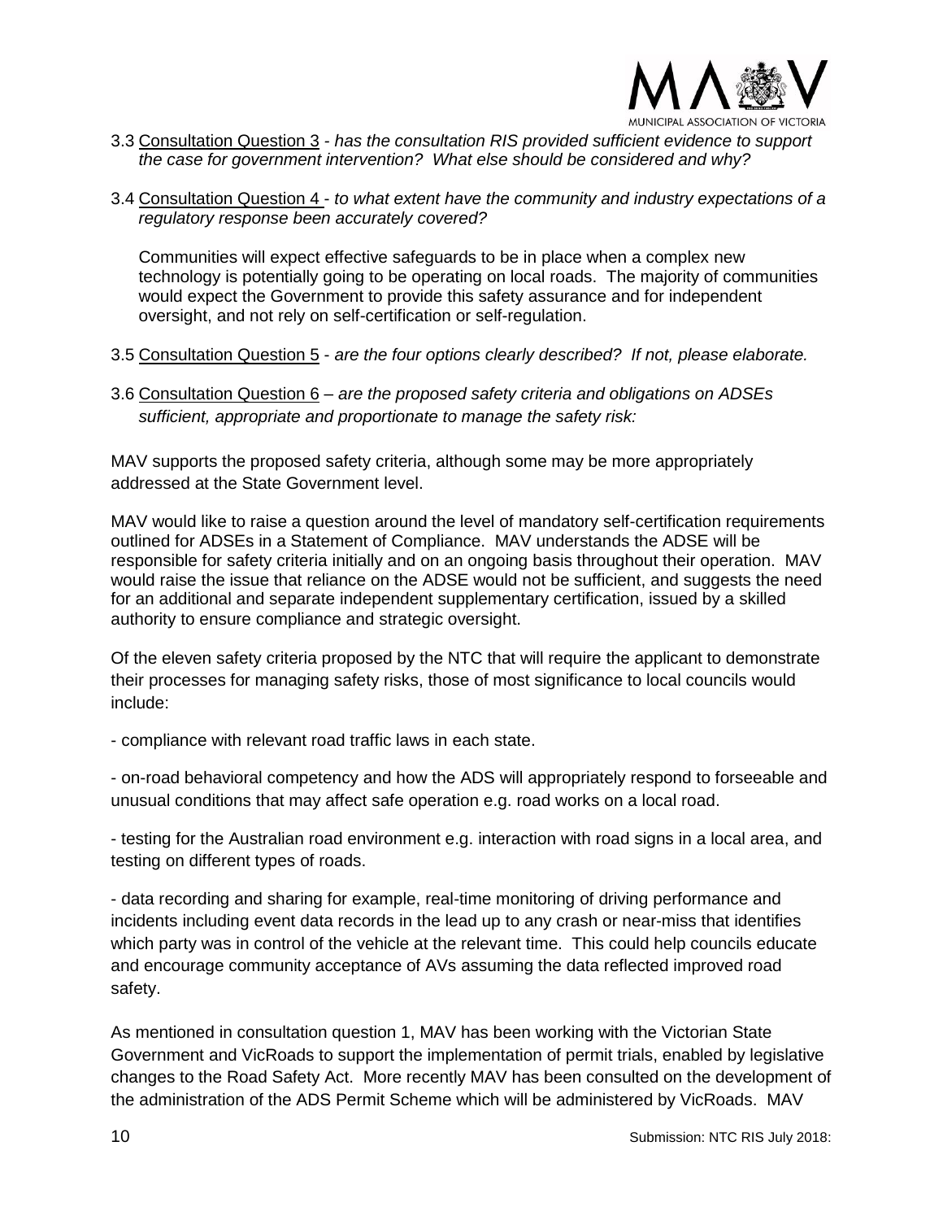3.3 Consultation Question 3 - *has the consultation RIS provided sufficient evidence to support the case for government intervention? What else should be considered and why?*

3.4 Consultation Question 4 - *to what extent have the community and industry expectations of a regulatory response been accurately covered?*

Communities will expect effective safeguards to be in place when a complex new technology is potentially going to be operating on local roads. The majority of communities would expect the Government to provide this safety assurance and for independent oversight, and not rely on self-certification or self-regulation.

3.5 Consultation Question 5 - *are the four options clearly described? If not, please elaborate.*

3.6 Consultation Question 6 – *are the proposed safety criteria and obligations on ADSEs sufficient, appropriate and proportionate to manage the safety risk:*

MAV supports the proposed safety criteria, although some may be more appropriately addressed at the State Government level.

MAV would like to raise a question around the level of mandatory self-certification requirements outlined for ADSEs in a Statement of Compliance. MAV understands the ADSE will be responsible for safety criteria initially and on an ongoing basis throughout their operation. MAV would raise the issue that reliance on the ADSE would not be sufficient, and suggests the need for an additional and separate independent supplementary certification, issued by a skilled authority to ensure compliance and strategic oversight.

Of the eleven safety criteria proposed by the NTC that will require the applicant to demonstrate their processes for managing safety risks, those of most significance to local councils would include:

- compliance with relevant road traffic laws in each state.

- on-road behavioral competency and how the ADS will appropriately respond to forseeable and unusual conditions that may affect safe operation e.g. road works on a local road.

- testing for the Australian road environment e.g. interaction with road signs in a local area, and testing on different types of roads.

- data recording and sharing for example, real-time monitoring of driving performance and incidents including event data records in the lead up to any crash or near-miss that identifies which party was in control of the vehicle at the relevant time. This could help councils educate and encourage community acceptance of AVs assuming the data reflected improved road safety.

As mentioned in consultation question 1, MAV has been working with the Victorian State Government and VicRoads to support the implementation of permit trials, enabled by legislative changes to the Road Safety Act. More recently MAV has been consulted on the development of the administration of the ADS Permit Scheme which will be administered by VicRoads. MAV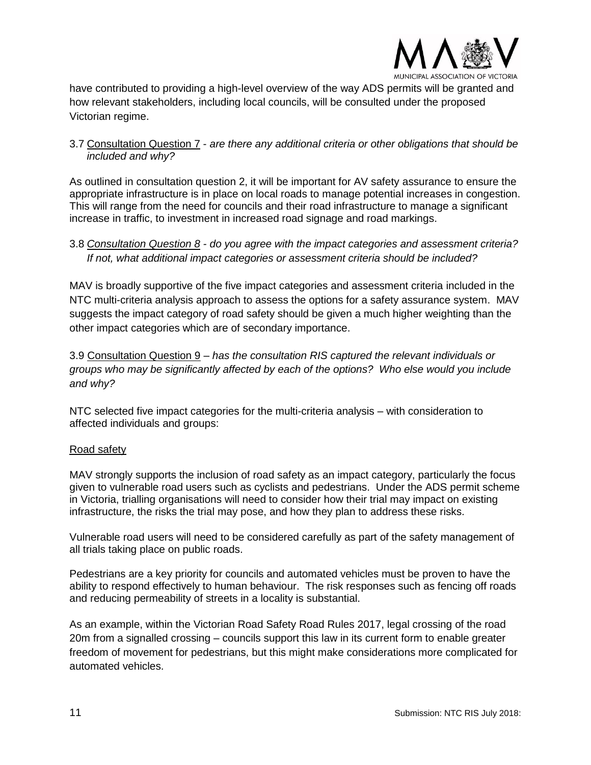have contributed to providing a high-level overview of the way ADS permits will be granted and how relevant stakeholders, including local councils, will be consulted under the proposed Victorian regime.

3.7 Consultation Question 7 - *are there any additional criteria or other obligations that should be included and why?*

As outlined in consultation question 2, it will be important for AV safety assurance to ensure the appropriate infrastructure is in place on local roads to manage potential increases in congestion. This will range from the need for councils and their road infrastructure to manage a significant increase in traffic, to investment in increased road signage and road markings.

3.8 *Consultation Question 8 - do you agree with the impact categories and assessment criteria? If not, what additional impact categories or assessment criteria should be included?*

MAV is broadly supportive of the five impact categories and assessment criteria included in the NTC multi-criteria analysis approach to assess the options for a safety assurance system. MAV suggests the impact category of road safety should be given a much higher weighting than the other impact categories which are of secondary importance.

3.9 Consultation Question 9 – *has the consultation RIS captured the relevant individuals or groups who may be significantly affected by each of the options? Who else would you include and why?*

NTC selected five impact categories for the multi-criteria analysis – with consideration to affected individuals and groups:

Road safety

MAV strongly supports the inclusion of road safety as an impact category, particularly the focus given to vulnerable road users such as cyclists and pedestrians. Under the ADS permit scheme in Victoria, trialling organisations will need to consider how their trial may impact on existing infrastructure, the risks the trial may pose, and how they plan to address these risks.

Vulnerable road users will need to be considered carefully as part of the safety management of all trials taking place on public roads.

Pedestrians are a key priority for councils and automated vehicles must be proven to have the ability to respond effectively to human behaviour. The risk responses such as fencing off roads and reducing permeability of streets in a locality is substantial.

As an example, within the Victorian Road Safety Road Rules 2017, legal crossing of the road 20m from a signalled crossing – councils support this law in its current form to enable greater freedom of movement for pedestrians, but this might make considerations more complicated for automated vehicles.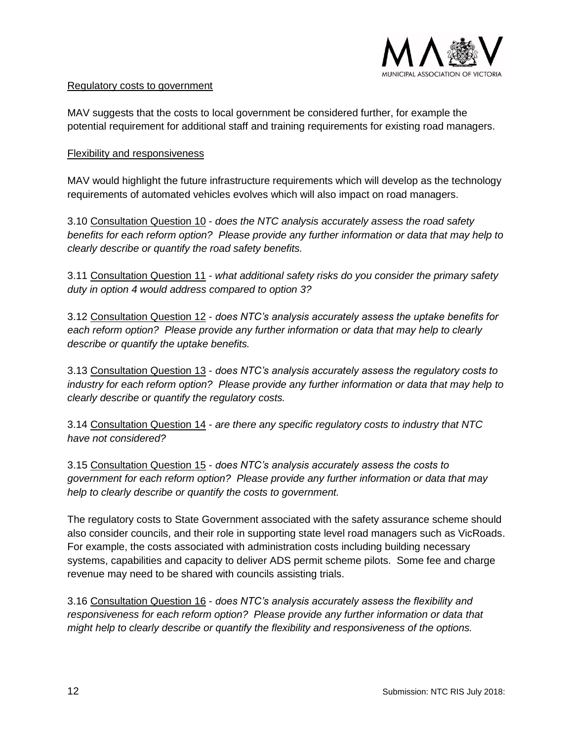Regulatory costs to government

MAV suggests that the costs to local government be considered further, for example the potential requirement for additional staff and training requirements for existing road managers.

Flexibility and responsiveness

MAV would highlight the future infrastructure requirements which will develop as the technology requirements of automated vehicles evolves which will also impact on road managers.

3.10 Consultation Question 10 - *does the NTC analysis accurately assess the road safety benefits for each reform option? Please provide any further information or data that may help to clearly describe or quantify the road safety benefits.*

3.11 Consultation Question 11 - *what additional safety risks do you consider the primary safety duty in option 4 would address compared to option 3?*

3.12 Consultation Question 12 - *does NTC's analysis accurately assess the uptake benefits for each reform option? Please provide any further information or data that may help to clearly describe or quantify the uptake benefits.*

3.13 Consultation Question 13 - *does NTC's analysis accurately assess the regulatory costs to industry for each reform option? Please provide any further information or data that may help to clearly describe or quantify the regulatory costs.*

3.14 Consultation Question 14 - *are there any specific regulatory costs to industry that NTC have not considered?*

3.15 Consultation Question 15 - *does NTC's analysis accurately assess the costs to government for each reform option? Please provide any further information or data that may help to clearly describe or quantify the costs to government.*

The regulatory costs to State Government associated with the safety assurance scheme should also consider councils, and their role in supporting state level road managers such as VicRoads. For example, the costs associated with administration costs including building necessary systems, capabilities and capacity to deliver ADS permit scheme pilots. Some fee and charge revenue may need to be shared with councils assisting trials.

3.16 Consultation Question 16 - *does NTC's analysis accurately assess the flexibility and responsiveness for each reform option? Please provide any further information or data that might help to clearly describe or quantify the flexibility and responsiveness of the options.*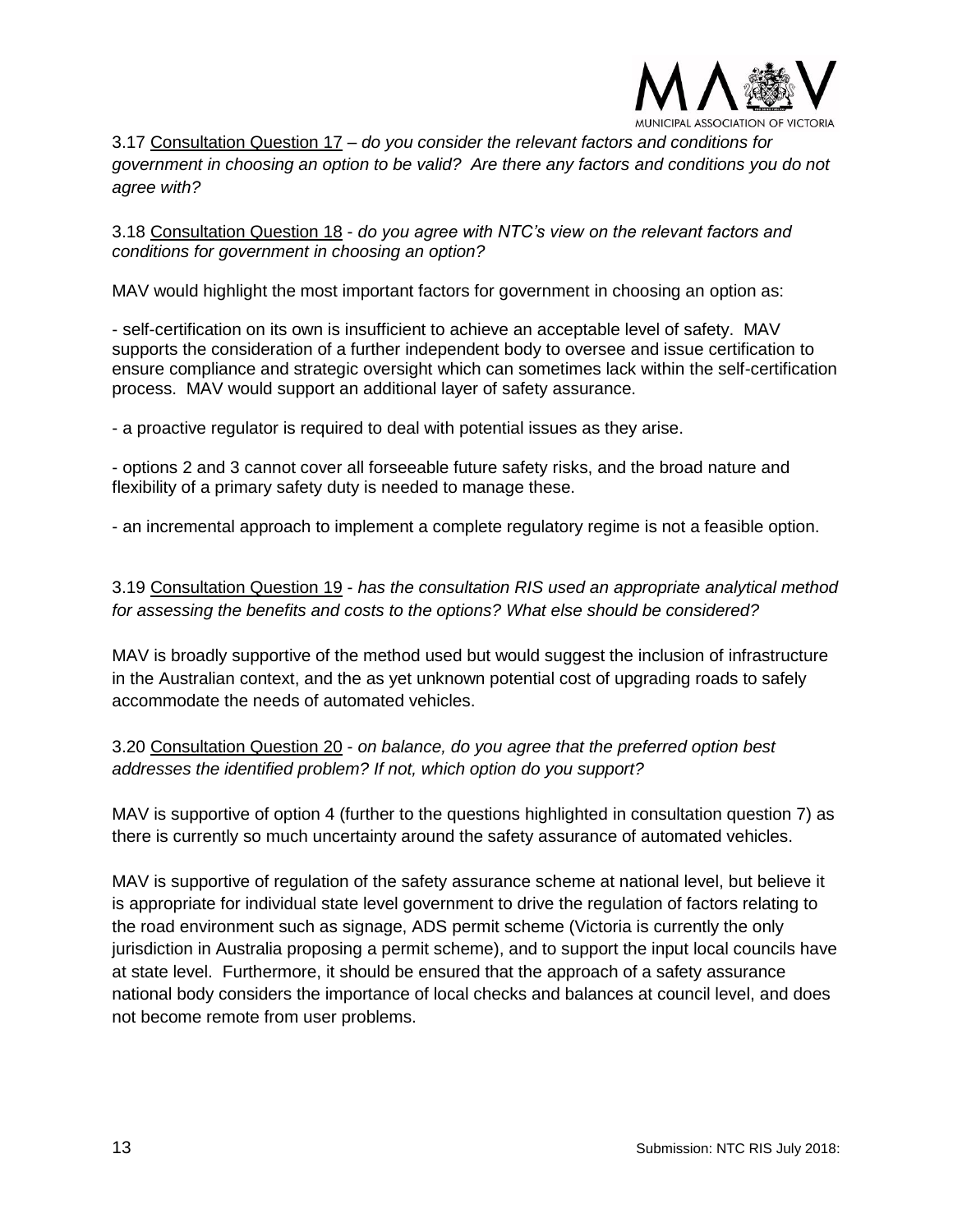3.17 Consultation Question 17 – *do you consider the relevant factors and conditions for government in choosing an option to be valid? Are there any factors and conditions you do not agree with?*

3.18 Consultation Question 18 - *do you agree with NTC's view on the relevant factors and conditions for government in choosing an option?*

MAV would highlight the most important factors for government in choosing an option as:

- self-certification on its own is insufficient to achieve an acceptable level of safety. MAV supports the consideration of a further independent body to oversee and issue certification to ensure compliance and strategic oversight which can sometimes lack within the self-certification process. MAV would support an additional layer of safety assurance.

- a proactive regulator is required to deal with potential issues as they arise.

- options 2 and 3 cannot cover all forseeable future safety risks, and the broad nature and flexibility of a primary safety duty is needed to manage these.

- an incremental approach to implement a complete regulatory regime is not a feasible option.

3.19 Consultation Question 19 - *has the consultation RIS used an appropriate analytical method for assessing the benefits and costs to the options? What else should be considered?*

MAV is broadly supportive of the method used but would suggest the inclusion of infrastructure in the Australian context, and the as yet unknown potential cost of upgrading roads to safely accommodate the needs of automated vehicles.

3.20 Consultation Question 20 - *on balance, do you agree that the preferred option best addresses the identified problem? If not, which option do you support?*

MAV is supportive of option 4 (further to the questions highlighted in consultation question 7) as there is currently so much uncertainty around the safety assurance of automated vehicles.

MAV is supportive of regulation of the safety assurance scheme at national level, but believe it is appropriate for individual state level government to drive the regulation of factors relating to the road environment such as signage, ADS permit scheme (Victoria is currently the only jurisdiction in Australia proposing a permit scheme), and to support the input local councils have at state level. Furthermore, it should be ensured that the approach of a safety assurance national body considers the importance of local checks and balances at council level, and does not become remote from user problems.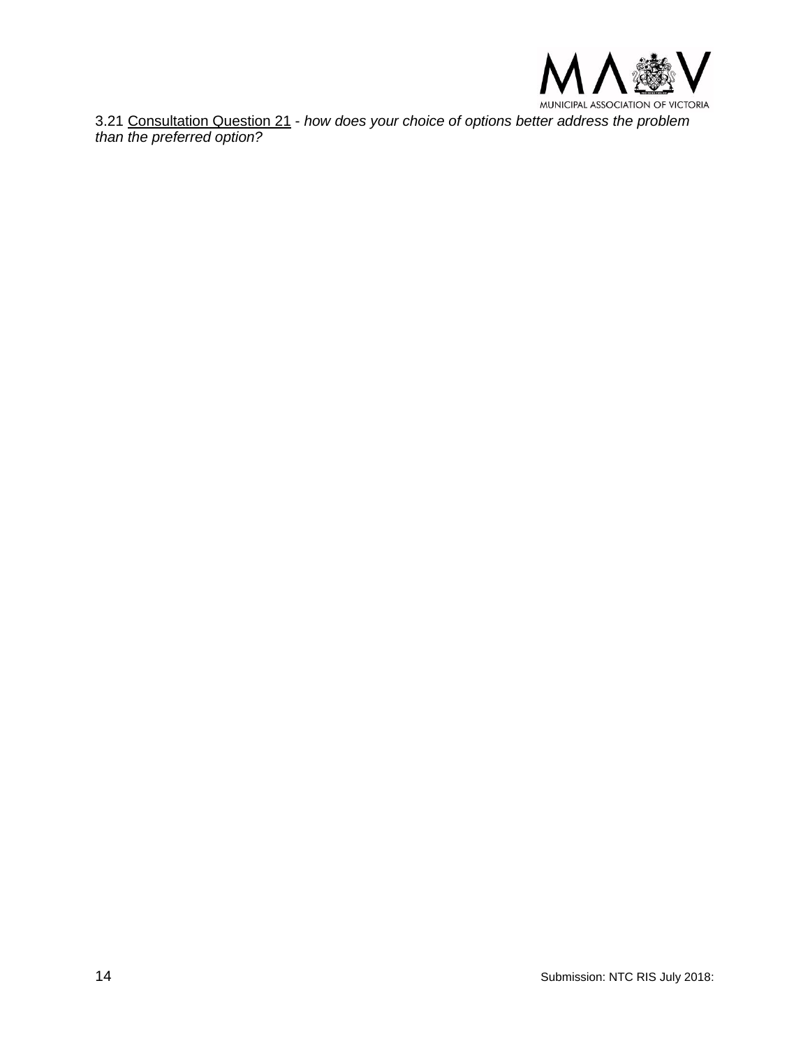3.21 Consultation Question 21 - *how does your choice of options better address the problem than the preferred option?*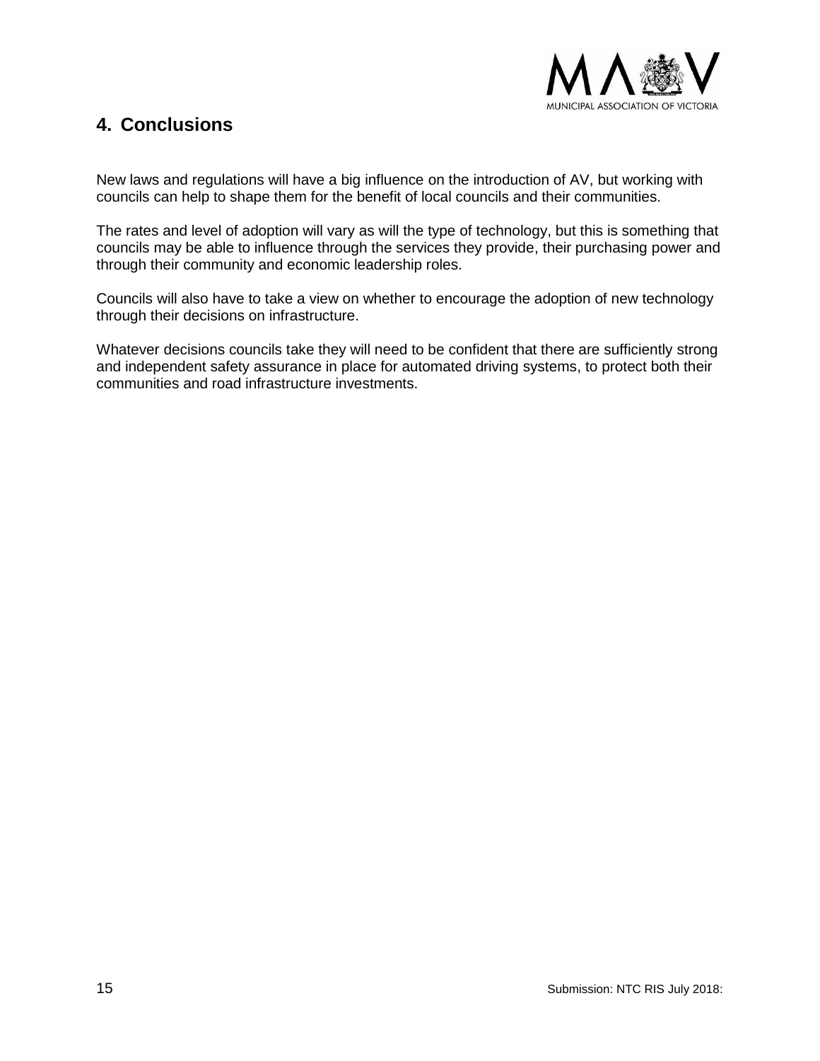## 4. Conclusions

New laws and regulations will have a big influence on the introduction of AV, but working with councils can help to shape them for the benefit of local councils and their communities.

The rates and level of adoption will vary as will the type of technology, but this is something that councils may be able to influence through the services they provide, their purchasing power and through their community and economic leadership roles.

Councils will also have to take a view on whether to encourage the adoption of new technology through their decisions on infrastructure.

Whatever decisions councils take they will need to be confident that there are sufficiently strong and independent safety assurance in place for automated driving systems, to protect both their communities and road infrastructure investments.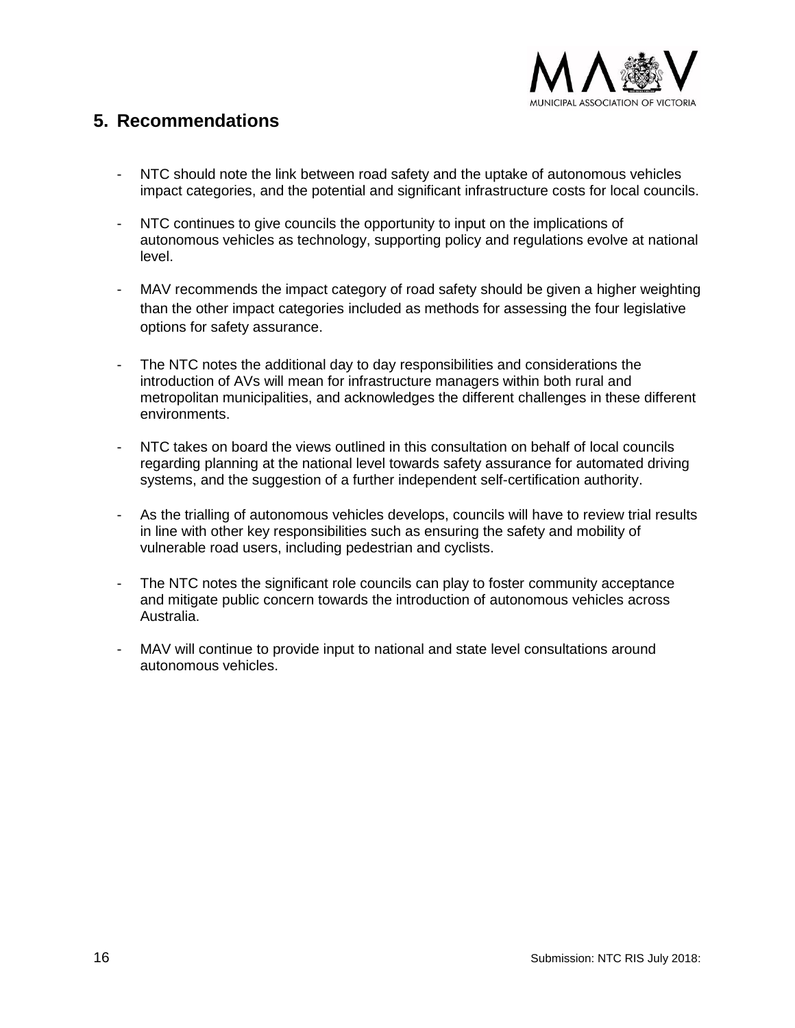## 5. Recommendations

- NTC should note the link between road safety and the uptake of autonomous vehicles impact categories, and the potential and significant infrastructure costs for local councils.
- NTC continues to give councils the opportunity to input on the implications of autonomous vehicles as technology, supporting policy and regulations evolve at national level.
- MAV recommends the impact category of road safety should be given a higher weighting than the other impact categories included as methods for assessing the four legislative options for safety assurance.
- The NTC notes the additional day to day responsibilities and considerations the introduction of AVs will mean for infrastructure managers within both rural and metropolitan municipalities, and acknowledges the different challenges in these different environments.
- NTC takes on board the views outlined in this consultation on behalf of local councils regarding planning at the national level towards safety assurance for automated driving systems, and the suggestion of a further independent self-certification authority.
- As the trialling of autonomous vehicles develops, councils will have to review trial results in line with other key responsibilities such as ensuring the safety and mobility of vulnerable road users, including pedestrian and cyclists.
- The NTC notes the significant role councils can play to foster community acceptance and mitigate public concern towards the introduction of autonomous vehicles across Australia.
- MAV will continue to provide input to national and state level consultations around autonomous vehicles.